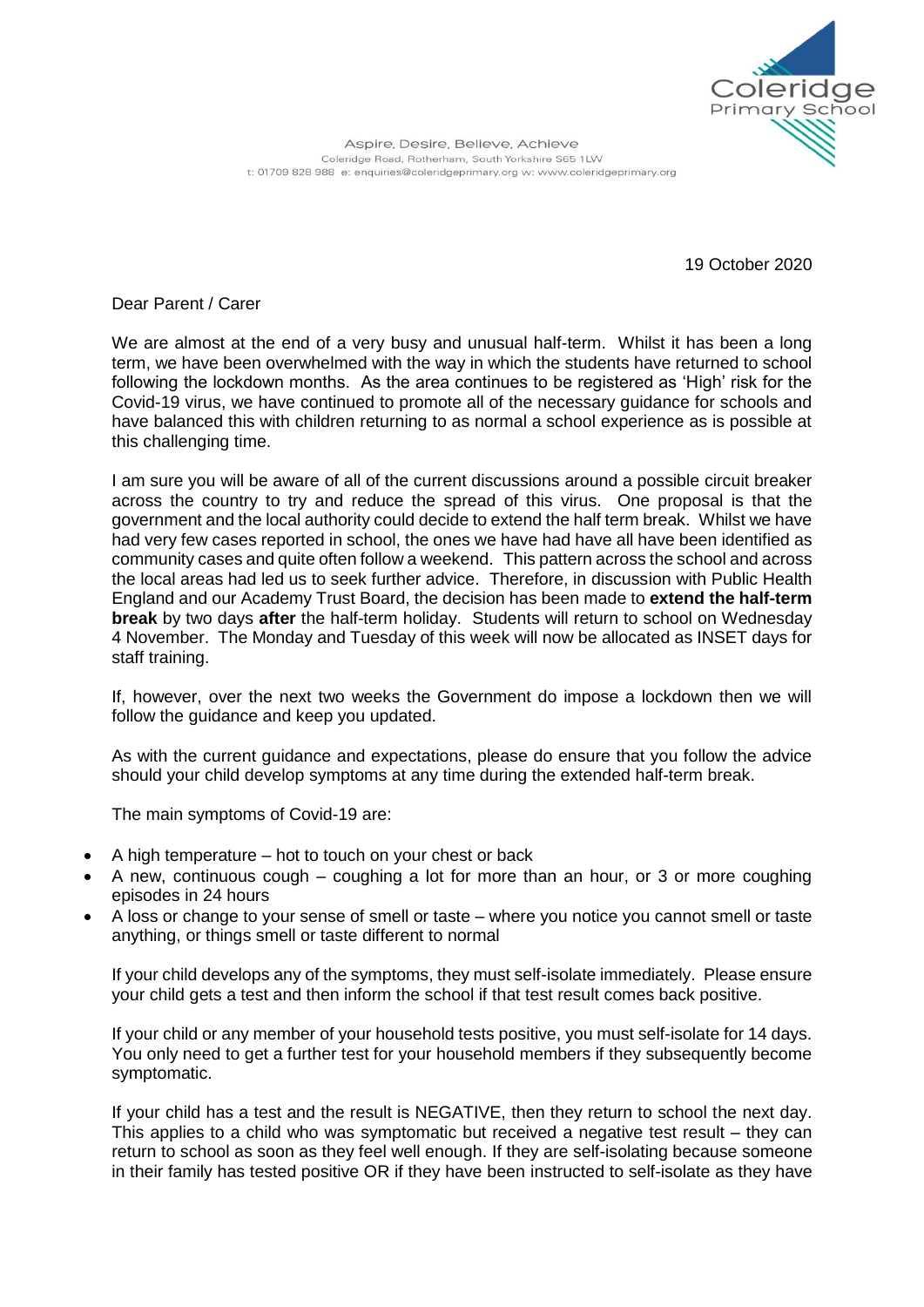Coleridge Primary School

Aspire, Desire, Believe, Achieve
Coleridge Road, Rotherham, South Yorkshire S65 1LW
t: 01709 828 988 e: enquiries@coleridgeprimary.org w: www.coleridgeprimary.org

19 October 2020

Dear Parent / Carer

We are almost at the end of a very busy and unusual half-term. Whilst it has been a long term, we have been overwhelmed with the way in which the students have returned to school following the lockdown months. As the area continues to be registered as 'High' risk for the Covid-19 virus, we have continued to promote all of the necessary guidance for schools and have balanced this with children returning to as normal a school experience as is possible at this challenging time.

I am sure you will be aware of all of the current discussions around a possible circuit breaker across the country to try and reduce the spread of this virus. One proposal is that the government and the local authority could decide to extend the half term break. Whilst we have had very few cases reported in school, the ones we have had have all have been identified as community cases and quite often follow a weekend. This pattern across the school and across the local areas had led us to seek further advice. Therefore, in discussion with Public Health England and our Academy Trust Board, the decision has been made to **extend the half-term break** by two days **after** the half-term holiday. Students will return to school on Wednesday 4 November. The Monday and Tuesday of this week will now be allocated as INSET days for staff training.

If, however, over the next two weeks the Government do impose a lockdown then we will follow the guidance and keep you updated.

As with the current guidance and expectations, please do ensure that you follow the advice should your child develop symptoms at any time during the extended half-term break.

The main symptoms of Covid-19 are:

- A high temperature – hot to touch on your chest or back
- A new, continuous cough – coughing a lot for more than an hour, or 3 or more coughing episodes in 24 hours
- A loss or change to your sense of smell or taste – where you notice you cannot smell or taste anything, or things smell or taste different to normal

If your child develops any of the symptoms, they must self-isolate immediately. Please ensure your child gets a test and then inform the school if that test result comes back positive.

If your child or any member of your household tests positive, you must self-isolate for 14 days. You only need to get a further test for your household members if they subsequently become symptomatic.

If your child has a test and the result is NEGATIVE, then they return to school the next day. This applies to a child who was symptomatic but received a negative test result – they can return to school as soon as they feel well enough. If they are self-isolating because someone in their family has tested positive OR if they have been instructed to self-isolate as they have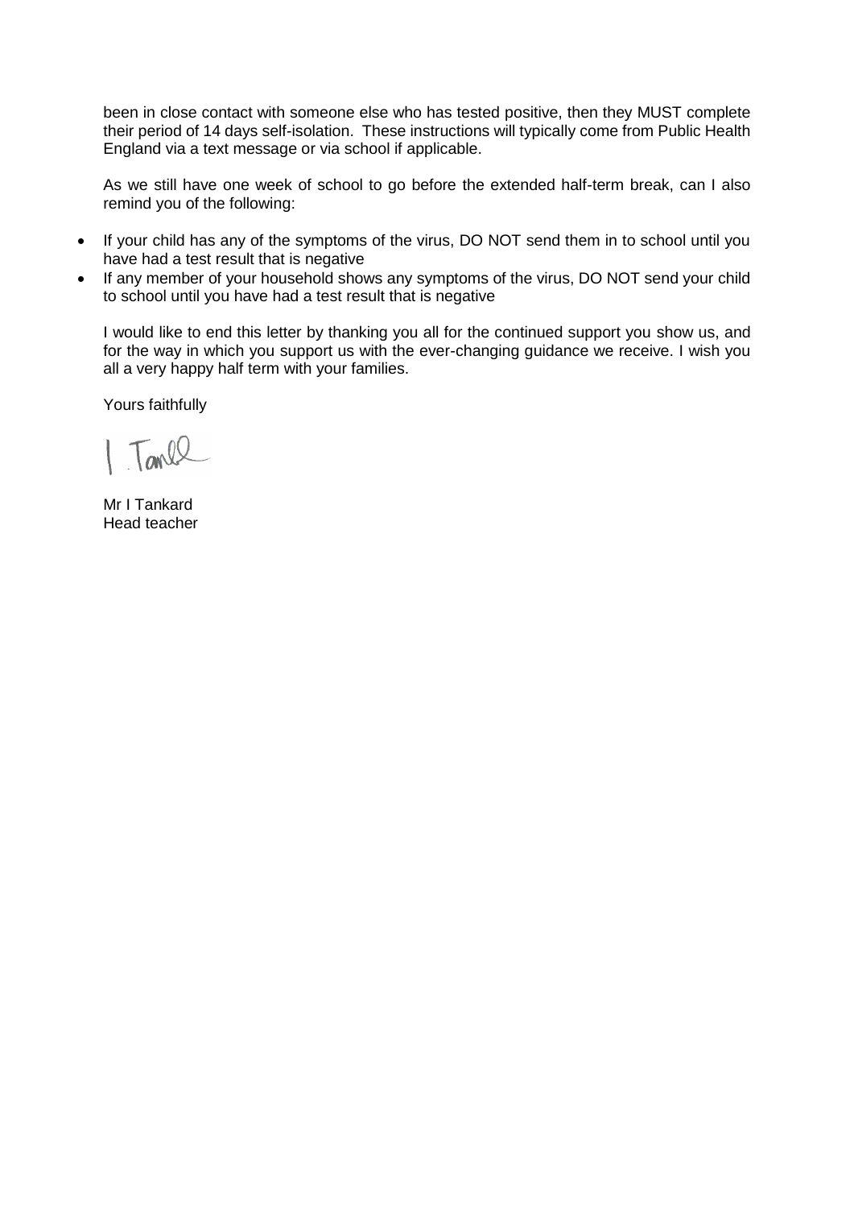been in close contact with someone else who has tested positive, then they MUST complete their period of 14 days self-isolation. These instructions will typically come from Public Health England via a text message or via school if applicable.

As we still have one week of school to go before the extended half-term break, can I also remind you of the following:

- If your child has any of the symptoms of the virus, DO NOT send them in to school until you have had a test result that is negative
- If any member of your household shows any symptoms of the virus, DO NOT send your child to school until you have had a test result that is negative

I would like to end this letter by thanking you all for the continued support you show us, and for the way in which you support us with the ever-changing guidance we receive. I wish you all a very happy half term with your families.

Yours faithfully

I Tankard

Mr I Tankard  
Head teacher